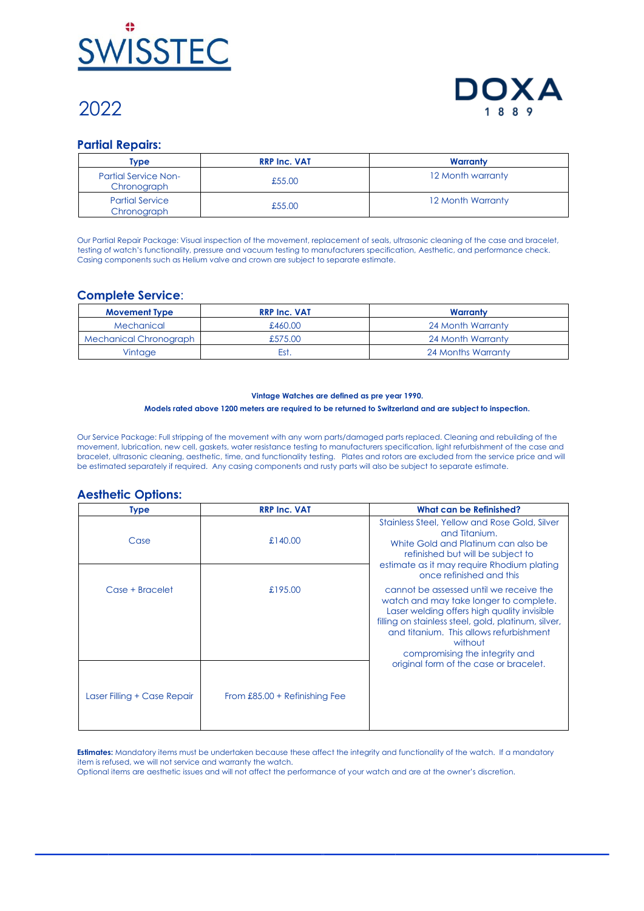SWISSTEC

# 2022

DOXA 1889

## Partial Repairs:

| Type | RRP Inc. VAT | Warranty |
|---|---|---|
| Partial Service Non-Chronograph | £55.00 | 12 Month warranty |
| Partial Service Chronograph | £55.00 | 12 Month Warranty |

Our Partial Repair Package: Visual inspection of the movement, replacement of seals, ultrasonic cleaning of the case and bracelet, testing of watch's functionality, pressure and vacuum testing to manufacturers specification, Aesthetic, and performance check. Casing components such as Helium valve and crown are subject to separate estimate.

## Complete Service:

| Movement Type | RRP Inc. VAT | Warranty |
|---|---|---|
| Mechanical | £460.00 | 24 Month Warranty |
| Mechanical Chronograph | £575.00 | 24 Month Warranty |
| Vintage | Est. | 24 Months Warranty |

**Vintage Watches are defined as pre year 1990.**

**Models rated above 1200 meters are required to be returned to Switzerland and are subject to inspection.**

Our Service Package: Full stripping of the movement with any worn parts/damaged parts replaced. Cleaning and rebuilding of the movement, lubrication, new cell, gaskets, water resistance testing to manufacturers specification, light refurbishment of the case and bracelet, ultrasonic cleaning, aesthetic, time, and functionality testing. Plates and rotors are excluded from the service price and will be estimated separately if required. Any casing components and rusty parts will also be subject to separate estimate.

## Aesthetic Options:

| Type | RRP Inc. VAT | What can be Refinished? |
|---|---|---|
| Case | £140.00 | Stainless Steel, Yellow and Rose Gold, Silver and Titanium. White Gold and Platinum can also be refinished but will be subject to estimate as it may require Rhodium plating once refinished and this cannot be assessed until we receive the watch and may take longer to complete. Laser welding offers high quality invisible filling on stainless steel, gold, platinum, silver, and titanium. This allows refurbishment without compromising the integrity and original form of the case or bracelet. |
| Case + Bracelet | £195.00 | |
| Laser Filling + Case Repair | From £85.00 + Refinishing Fee | |

**Estimates:** Mandatory items must be undertaken because these affect the integrity and functionality of the watch. If a mandatory item is refused, we will not service and warranty the watch.
Optional items are aesthetic issues and will not affect the performance of your watch and are at the owner's discretion.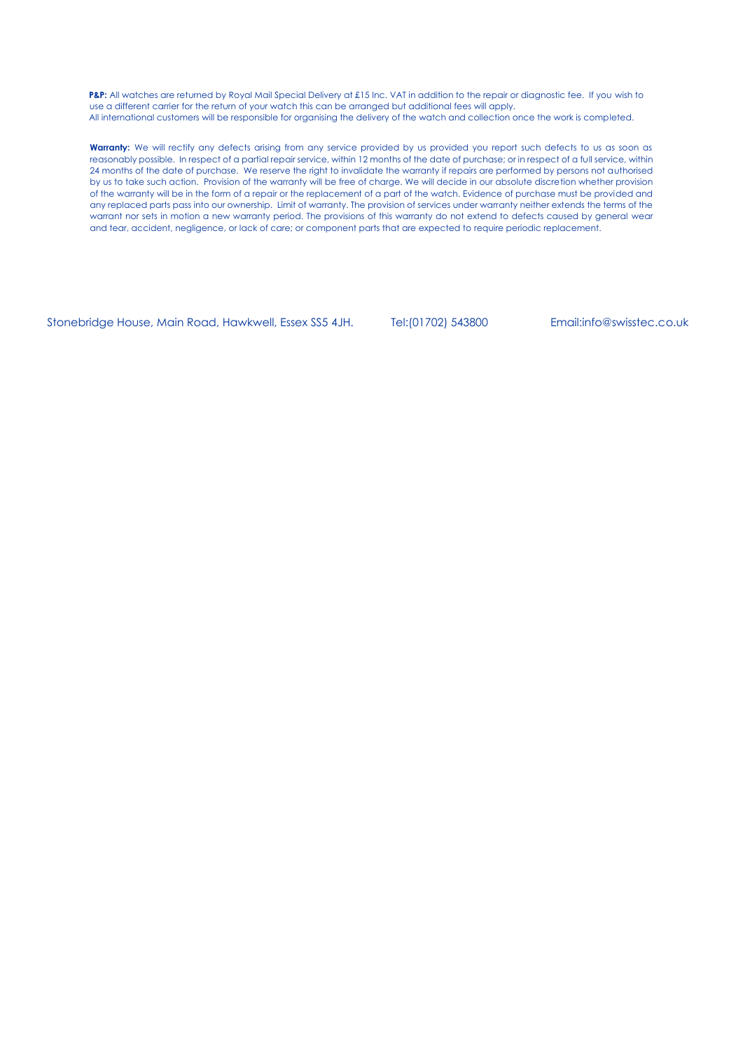**P&P:** All watches are returned by Royal Mail Special Delivery at £15 Inc. VAT in addition to the repair or diagnostic fee. If you wish to use a different carrier for the return of your watch this can be arranged but additional fees will apply.
All international customers will be responsible for organising the delivery of the watch and collection once the work is completed.

**Warranty:** We will rectify any defects arising from any service provided by us provided you report such defects to us as soon as reasonably possible. In respect of a partial repair service, within 12 months of the date of purchase; or in respect of a full service, within 24 months of the date of purchase. We reserve the right to invalidate the warranty if repairs are performed by persons not authorised by us to take such action. Provision of the warranty will be free of charge. We will decide in our absolute discretion whether provision of the warranty will be in the form of a repair or the replacement of a part of the watch. Evidence of purchase must be provided and any replaced parts pass into our ownership. Limit of warranty. The provision of services under warranty neither extends the terms of the warrant nor sets in motion a new warranty period. The provisions of this warranty do not extend to defects caused by general wear and tear, accident, negligence, or lack of care; or component parts that are expected to require periodic replacement.

Stonebridge House, Main Road, Hawkwell, Essex SS5 4JH. Tel:(01702) 543800 Email:info@swisstec.co.uk